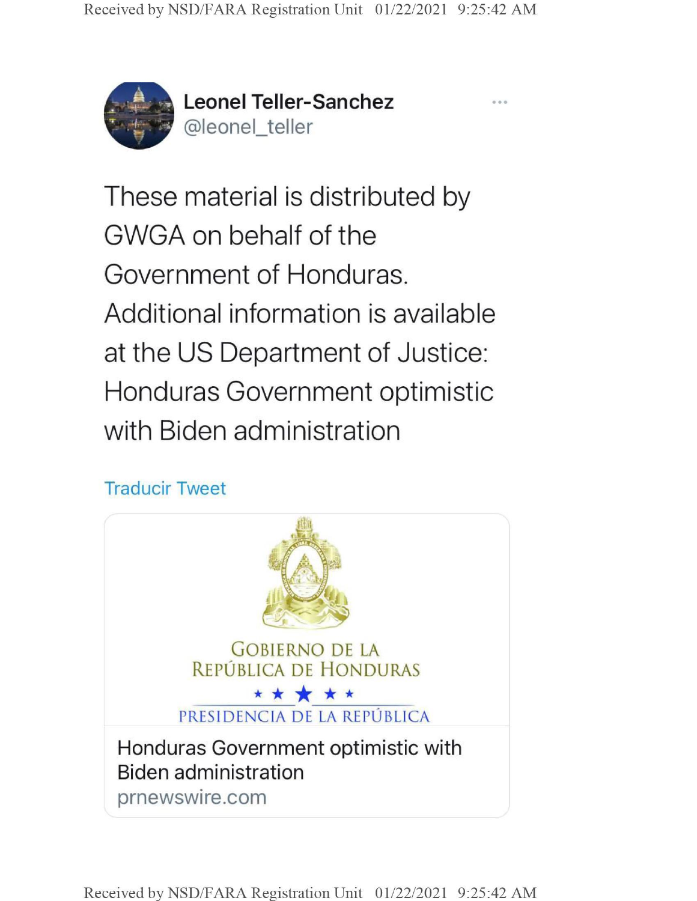**Leonel Teller-Sanchez**
@leonel_teller

These material is distributed by GWGA on behalf of the Government of Honduras. Additional information is available at the US Department of Justice: Honduras Government optimistic with Biden administration

Traducir Tweet

GOBIERNO DE LA
REPÚBLICA DE HONDURAS
PRESIDENCIA DE LA REPÚBLICA

Honduras Government optimistic with Biden administration
prnewswire.com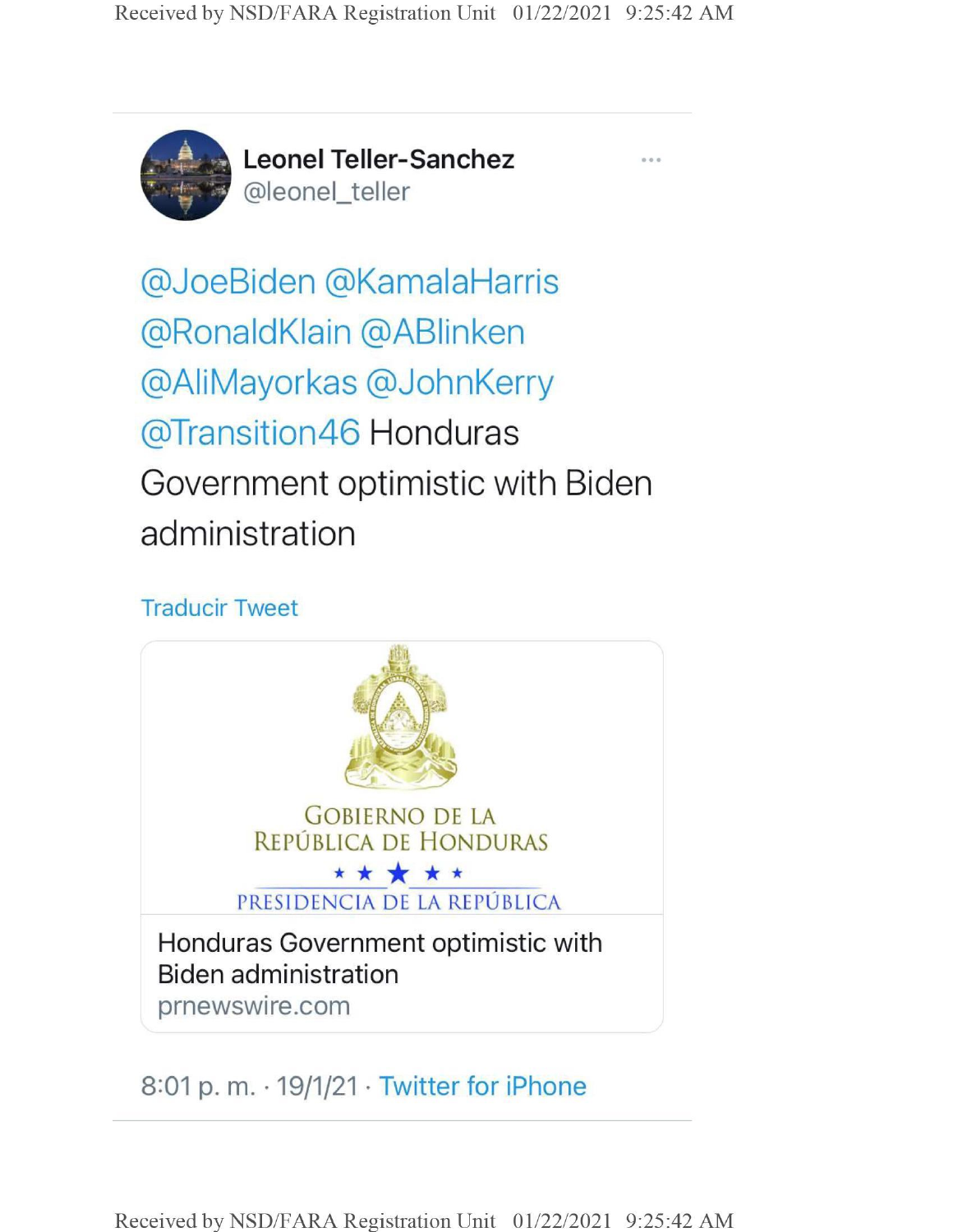**Leonel Teller-Sanchez**
@leonel_teller

@JoeBiden @KamalaHarris @RonaldKlain @ABlinken @AliMayorkas @JohnKerry @Transition46 Honduras Government optimistic with Biden administration

Traducir Tweet

GOBIERNO DE LA REPÚBLICA DE HONDURAS

PRESIDENCIA DE LA REPÚBLICA

Honduras Government optimistic with Biden administration
prnewswire.com

8:01 p. m. · 19/1/21 · Twitter for iPhone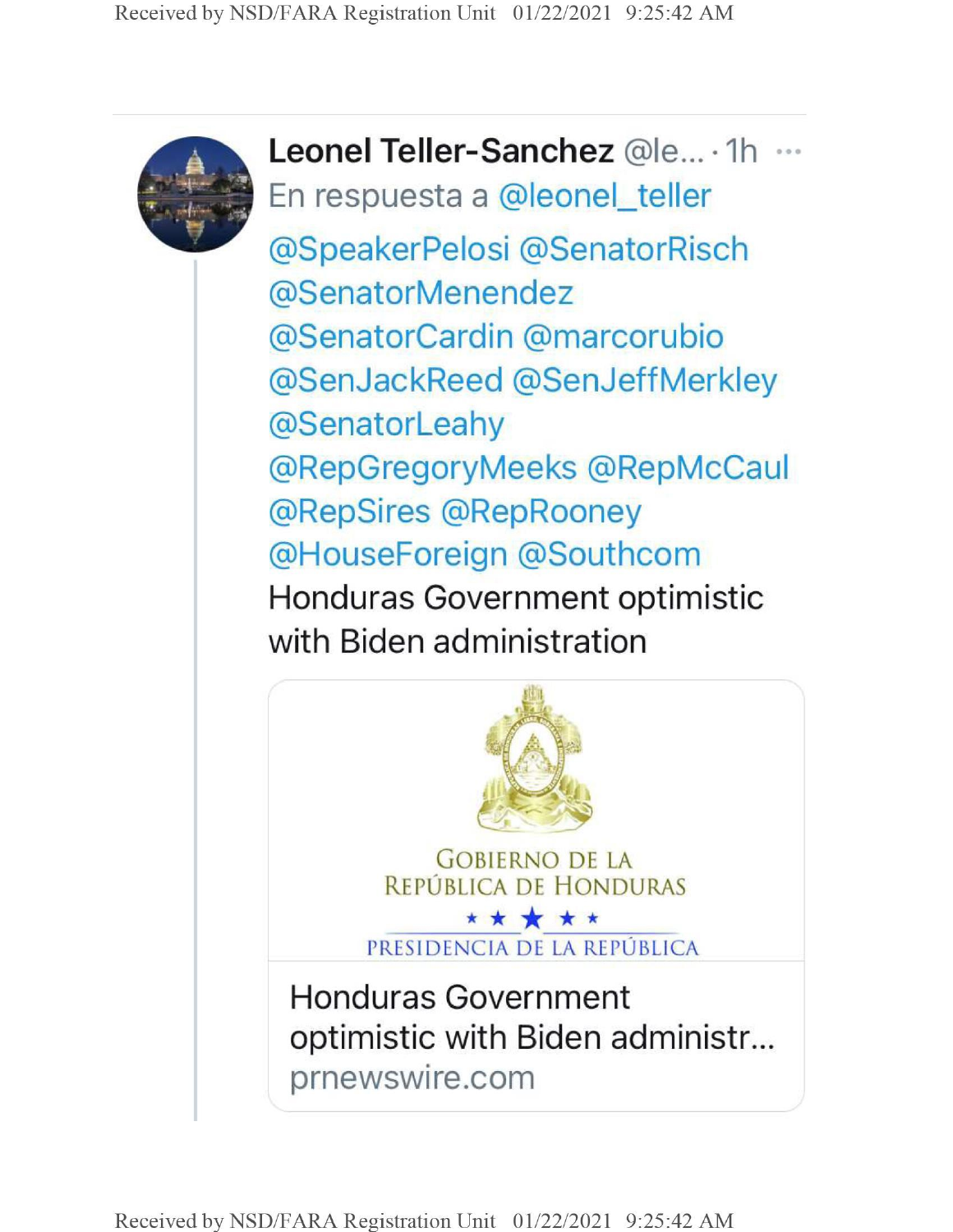**Leonel Teller-Sanchez** @le... · 1h ···

En respuesta a @leonel_teller

@SpeakerPelosi @SenatorRisch @SenatorMenendez @SenatorCardin @marcorubio @SenJackReed @SenJeffMerkley @SenatorLeahy @RepGregoryMeeks @RepMcCaul @RepSires @RepRooney @HouseForeign @Southcom

Honduras Government optimistic with Biden administration

GOBIERNO DE LA REPÚBLICA DE HONDURAS

PRESIDENCIA DE LA REPÚBLICA

Honduras Government optimistic with Biden administr...

prnewswire.com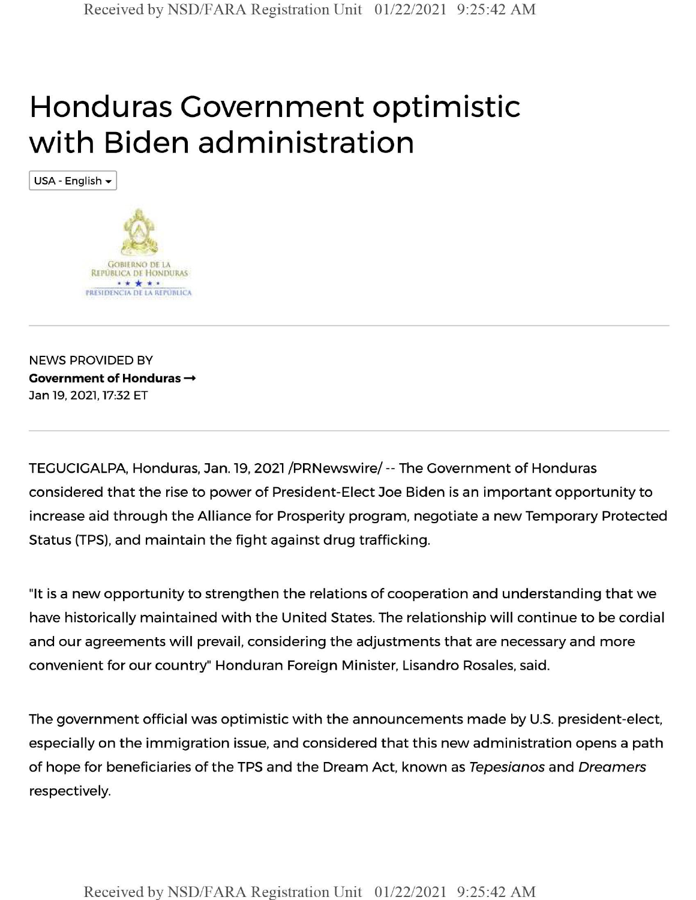# Honduras Government optimistic with Biden administration

USA - English

GOBIERNO DE LA REPÚBLICA DE HONDURAS
PRESIDENCIA DE LA REPÚBLICA

---

NEWS PROVIDED BY
**Government of Honduras →**
Jan 19, 2021, 17:32 ET

---

TEGUCIGALPA, Honduras, Jan. 19, 2021 /PRNewswire/ -- The Government of Honduras considered that the rise to power of President-Elect Joe Biden is an important opportunity to increase aid through the Alliance for Prosperity program, negotiate a new Temporary Protected Status (TPS), and maintain the fight against drug trafficking.

"It is a new opportunity to strengthen the relations of cooperation and understanding that we have historically maintained with the United States. The relationship will continue to be cordial and our agreements will prevail, considering the adjustments that are necessary and more convenient for our country" Honduran Foreign Minister, Lisandro Rosales, said.

The government official was optimistic with the announcements made by U.S. president-elect, especially on the immigration issue, and considered that this new administration opens a path of hope for beneficiaries of the TPS and the Dream Act, known as *Tepesianos* and *Dreamers* respectively.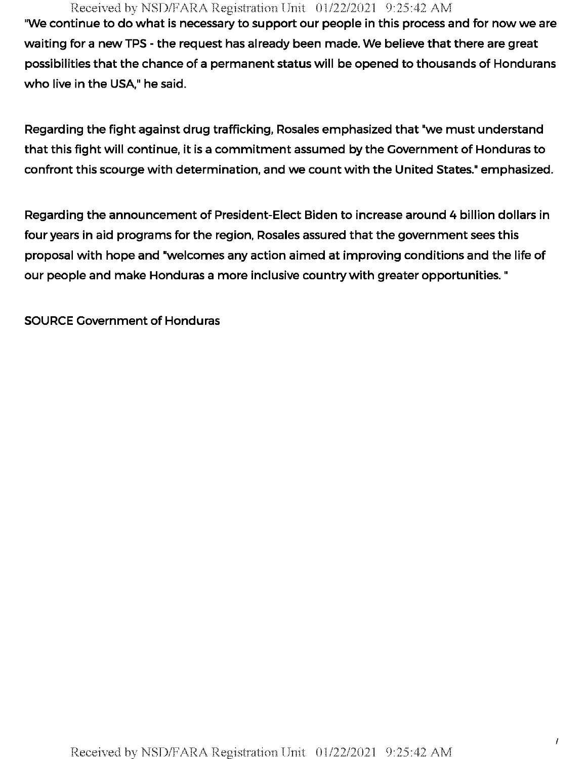"We continue to do what is necessary to support our people in this process and for now we are waiting for a new TPS - the request has already been made. We believe that there are great possibilities that the chance of a permanent status will be opened to thousands of Hondurans who live in the USA," he said.

Regarding the fight against drug trafficking, Rosales emphasized that "we must understand that this fight will continue, it is a commitment assumed by the Government of Honduras to confront this scourge with determination, and we count with the United States." emphasized.

Regarding the announcement of President-Elect Biden to increase around 4 billion dollars in four years in aid programs for the region, Rosales assured that the government sees this proposal with hope and "welcomes any action aimed at improving conditions and the life of our people and make Honduras a more inclusive country with greater opportunities. "

SOURCE Government of Honduras